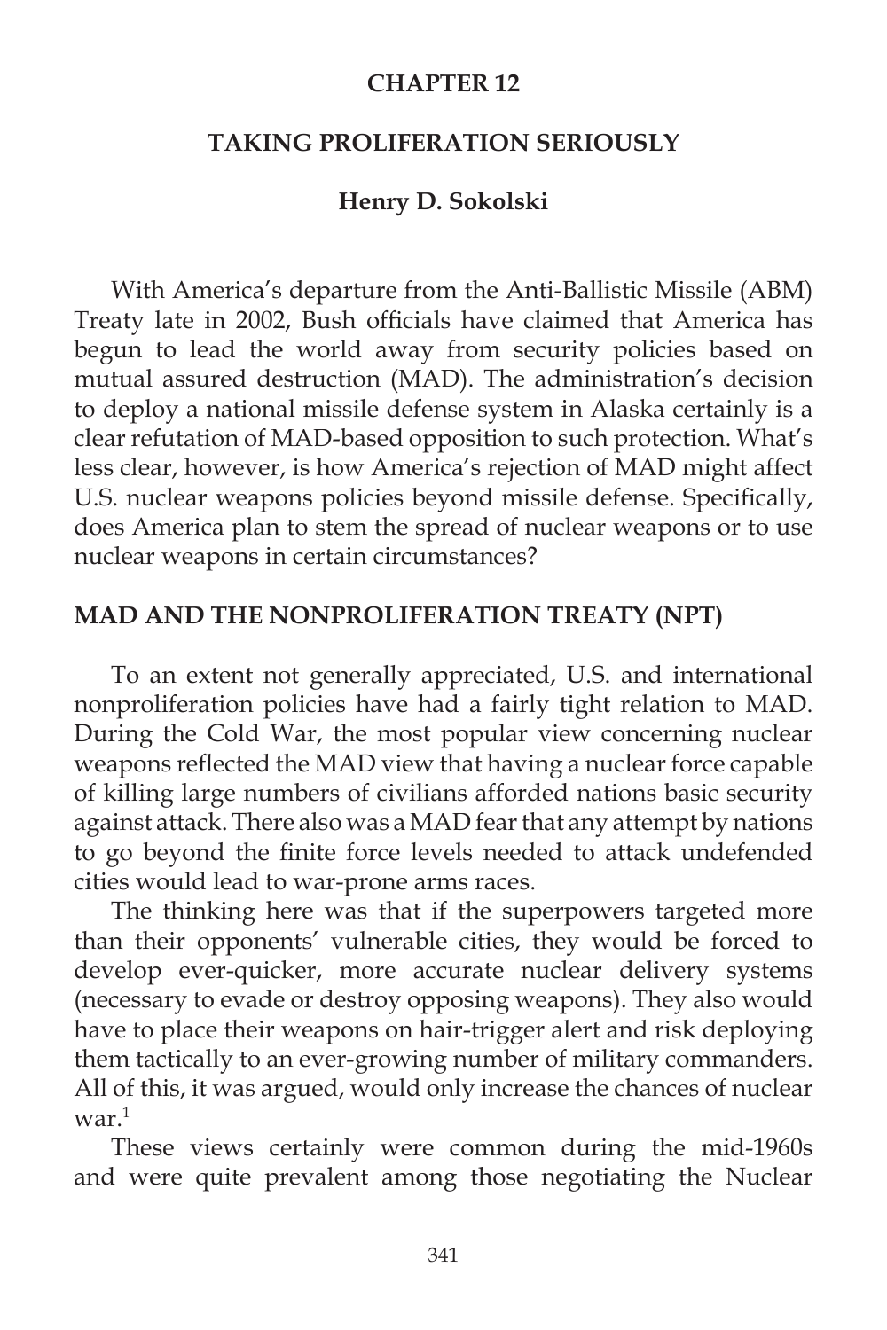# CHAPTER 12

## TAKING PROLIFERATION SERIOUSLY

### Henry D. Sokolski

With America's departure from the Anti-Ballistic Missile (ABM) Treaty late in 2002, Bush officials have claimed that America has begun to lead the world away from security policies based on mutual assured destruction (MAD). The administration's decision to deploy a national missile defense system in Alaska certainly is a clear refutation of MAD-based opposition to such protection. What's less clear, however, is how America's rejection of MAD might affect U.S. nuclear weapons policies beyond missile defense. Specifically, does America plan to stem the spread of nuclear weapons or to use nuclear weapons in certain circumstances?

## MAD AND THE NONPROLIFERATION TREATY (NPT)

To an extent not generally appreciated, U.S. and international nonproliferation policies have had a fairly tight relation to MAD. During the Cold War, the most popular view concerning nuclear weapons reflected the MAD view that having a nuclear force capable of killing large numbers of civilians afforded nations basic security against attack. There also was a MAD fear that any attempt by nations to go beyond the finite force levels needed to attack undefended cities would lead to war-prone arms races.

The thinking here was that if the superpowers targeted more than their opponents' vulnerable cities, they would be forced to develop ever-quicker, more accurate nuclear delivery systems (necessary to evade or destroy opposing weapons). They also would have to place their weapons on hair-trigger alert and risk deploying them tactically to an ever-growing number of military commanders. All of this, it was argued, would only increase the chances of nuclear war.[1]

These views certainly were common during the mid-1960s and were quite prevalent among those negotiating the Nuclear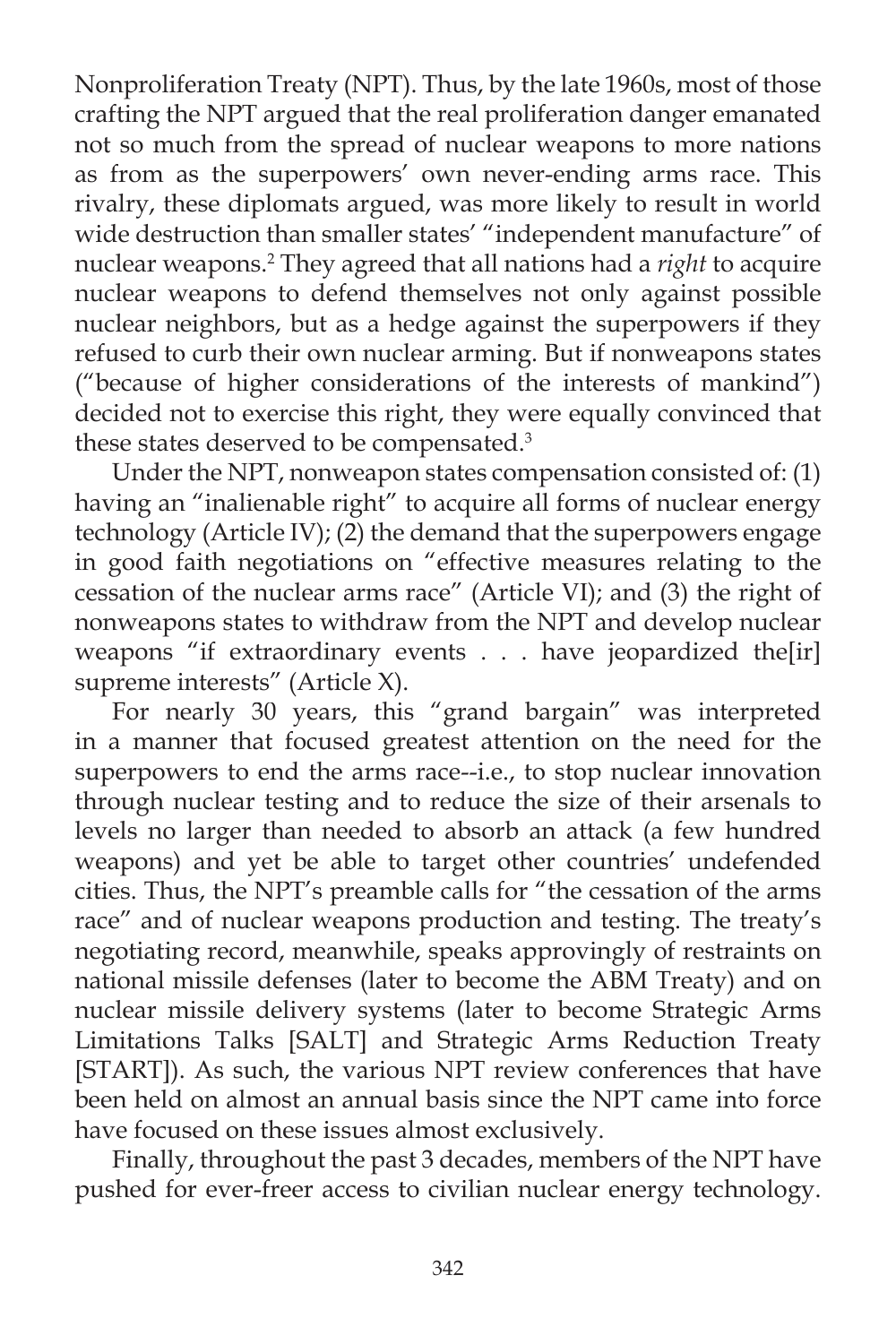Nonproliferation Treaty (NPT). Thus, by the late 1960s, most of those crafting the NPT argued that the real proliferation danger emanated not so much from the spread of nuclear weapons to more nations as from as the superpowers' own never-ending arms race. This rivalry, these diplomats argued, was more likely to result in world wide destruction than smaller states' "independent manufacture" of nuclear weapons.[2] They agreed that all nations had a *right* to acquire nuclear weapons to defend themselves not only against possible nuclear neighbors, but as a hedge against the superpowers if they refused to curb their own nuclear arming. But if nonweapons states ("because of higher considerations of the interests of mankind") decided not to exercise this right, they were equally convinced that these states deserved to be compensated.[3]

Under the NPT, nonweapon states compensation consisted of: (1) having an "inalienable right" to acquire all forms of nuclear energy technology (Article IV); (2) the demand that the superpowers engage in good faith negotiations on "effective measures relating to the cessation of the nuclear arms race" (Article VI); and (3) the right of nonweapons states to withdraw from the NPT and develop nuclear weapons "if extraordinary events . . . have jeopardized the[ir] supreme interests" (Article X).

For nearly 30 years, this "grand bargain" was interpreted in a manner that focused greatest attention on the need for the superpowers to end the arms race--i.e., to stop nuclear innovation through nuclear testing and to reduce the size of their arsenals to levels no larger than needed to absorb an attack (a few hundred weapons) and yet be able to target other countries' undefended cities. Thus, the NPT's preamble calls for "the cessation of the arms race" and of nuclear weapons production and testing. The treaty's negotiating record, meanwhile, speaks approvingly of restraints on national missile defenses (later to become the ABM Treaty) and on nuclear missile delivery systems (later to become Strategic Arms Limitations Talks [SALT] and Strategic Arms Reduction Treaty [START]). As such, the various NPT review conferences that have been held on almost an annual basis since the NPT came into force have focused on these issues almost exclusively.

Finally, throughout the past 3 decades, members of the NPT have pushed for ever-freer access to civilian nuclear energy technology.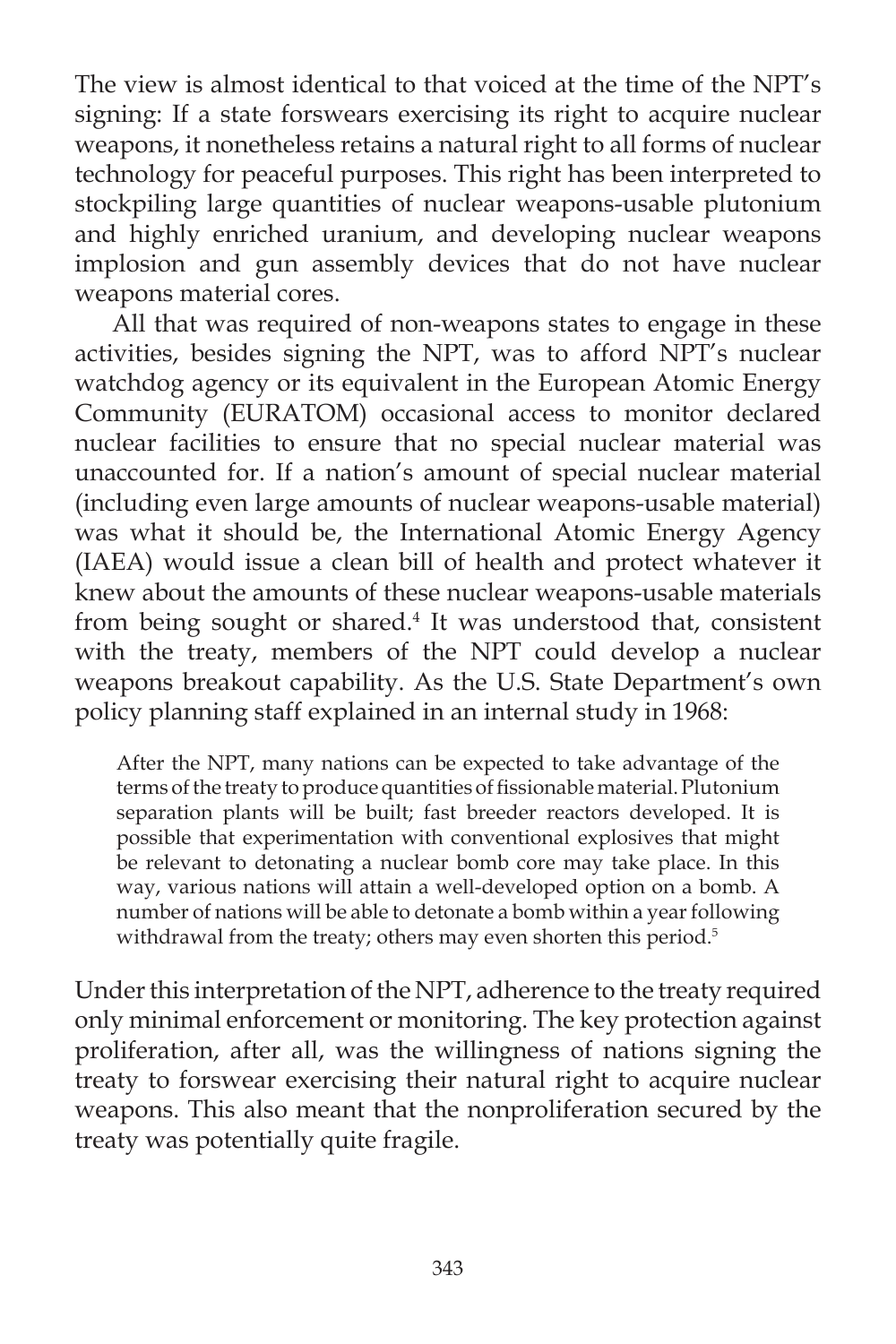The view is almost identical to that voiced at the time of the NPT's signing: If a state forswears exercising its right to acquire nuclear weapons, it nonetheless retains a natural right to all forms of nuclear technology for peaceful purposes. This right has been interpreted to stockpiling large quantities of nuclear weapons-usable plutonium and highly enriched uranium, and developing nuclear weapons implosion and gun assembly devices that do not have nuclear weapons material cores.

All that was required of non-weapons states to engage in these activities, besides signing the NPT, was to afford NPT's nuclear watchdog agency or its equivalent in the European Atomic Energy Community (EURATOM) occasional access to monitor declared nuclear facilities to ensure that no special nuclear material was unaccounted for. If a nation's amount of special nuclear material (including even large amounts of nuclear weapons-usable material) was what it should be, the International Atomic Energy Agency (IAEA) would issue a clean bill of health and protect whatever it knew about the amounts of these nuclear weapons-usable materials from being sought or shared.[4] It was understood that, consistent with the treaty, members of the NPT could develop a nuclear weapons breakout capability. As the U.S. State Department's own policy planning staff explained in an internal study in 1968:

> After the NPT, many nations can be expected to take advantage of the terms of the treaty to produce quantities of fissionable material. Plutonium separation plants will be built; fast breeder reactors developed. It is possible that experimentation with conventional explosives that might be relevant to detonating a nuclear bomb core may take place. In this way, various nations will attain a well-developed option on a bomb. A number of nations will be able to detonate a bomb within a year following withdrawal from the treaty; others may even shorten this period.[5]

Under this interpretation of the NPT, adherence to the treaty required only minimal enforcement or monitoring. The key protection against proliferation, after all, was the willingness of nations signing the treaty to forswear exercising their natural right to acquire nuclear weapons. This also meant that the nonproliferation secured by the treaty was potentially quite fragile.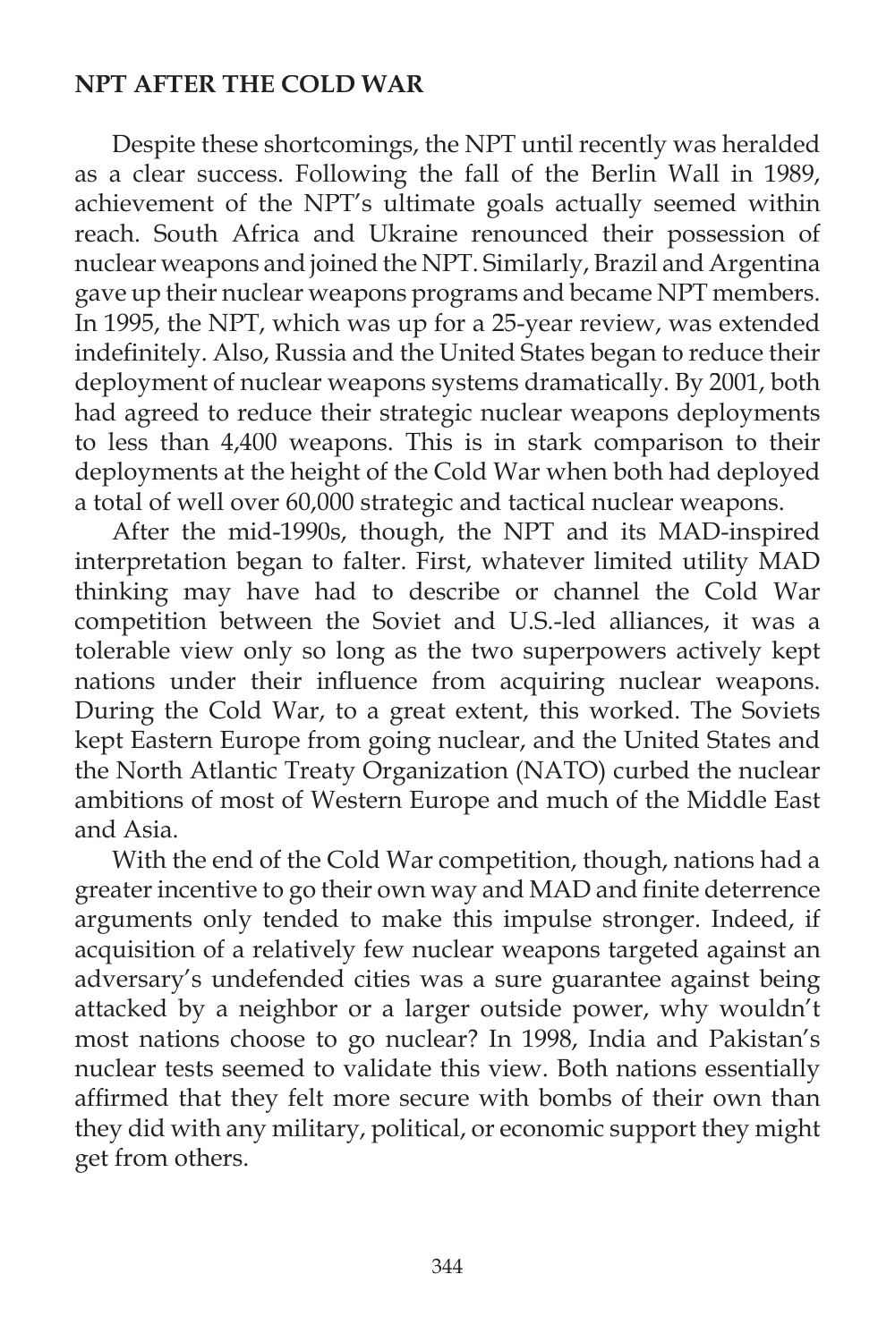## NPT AFTER THE COLD WAR

Despite these shortcomings, the NPT until recently was heralded as a clear success. Following the fall of the Berlin Wall in 1989, achievement of the NPT's ultimate goals actually seemed within reach. South Africa and Ukraine renounced their possession of nuclear weapons and joined the NPT. Similarly, Brazil and Argentina gave up their nuclear weapons programs and became NPT members. In 1995, the NPT, which was up for a 25-year review, was extended indefinitely. Also, Russia and the United States began to reduce their deployment of nuclear weapons systems dramatically. By 2001, both had agreed to reduce their strategic nuclear weapons deployments to less than 4,400 weapons. This is in stark comparison to their deployments at the height of the Cold War when both had deployed a total of well over 60,000 strategic and tactical nuclear weapons.

After the mid-1990s, though, the NPT and its MAD-inspired interpretation began to falter. First, whatever limited utility MAD thinking may have had to describe or channel the Cold War competition between the Soviet and U.S.-led alliances, it was a tolerable view only so long as the two superpowers actively kept nations under their influence from acquiring nuclear weapons. During the Cold War, to a great extent, this worked. The Soviets kept Eastern Europe from going nuclear, and the United States and the North Atlantic Treaty Organization (NATO) curbed the nuclear ambitions of most of Western Europe and much of the Middle East and Asia.

With the end of the Cold War competition, though, nations had a greater incentive to go their own way and MAD and finite deterrence arguments only tended to make this impulse stronger. Indeed, if acquisition of a relatively few nuclear weapons targeted against an adversary's undefended cities was a sure guarantee against being attacked by a neighbor or a larger outside power, why wouldn't most nations choose to go nuclear? In 1998, India and Pakistan's nuclear tests seemed to validate this view. Both nations essentially affirmed that they felt more secure with bombs of their own than they did with any military, political, or economic support they might get from others.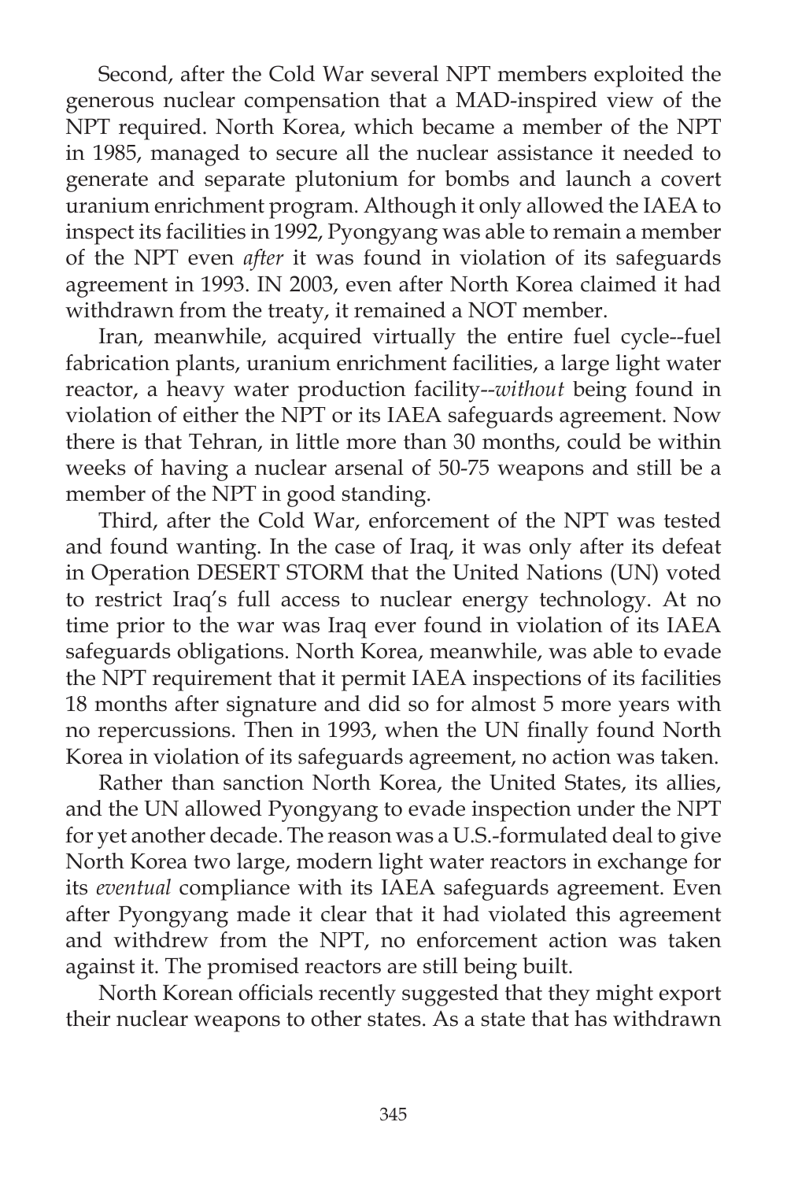Second, after the Cold War several NPT members exploited the generous nuclear compensation that a MAD-inspired view of the NPT required. North Korea, which became a member of the NPT in 1985, managed to secure all the nuclear assistance it needed to generate and separate plutonium for bombs and launch a covert uranium enrichment program. Although it only allowed the IAEA to inspect its facilities in 1992, Pyongyang was able to remain a member of the NPT even *after* it was found in violation of its safeguards agreement in 1993. IN 2003, even after North Korea claimed it had withdrawn from the treaty, it remained a NOT member.

Iran, meanwhile, acquired virtually the entire fuel cycle--fuel fabrication plants, uranium enrichment facilities, a large light water reactor, a heavy water production facility--*without* being found in violation of either the NPT or its IAEA safeguards agreement. Now there is that Tehran, in little more than 30 months, could be within weeks of having a nuclear arsenal of 50-75 weapons and still be a member of the NPT in good standing.

Third, after the Cold War, enforcement of the NPT was tested and found wanting. In the case of Iraq, it was only after its defeat in Operation DESERT STORM that the United Nations (UN) voted to restrict Iraq's full access to nuclear energy technology. At no time prior to the war was Iraq ever found in violation of its IAEA safeguards obligations. North Korea, meanwhile, was able to evade the NPT requirement that it permit IAEA inspections of its facilities 18 months after signature and did so for almost 5 more years with no repercussions. Then in 1993, when the UN finally found North Korea in violation of its safeguards agreement, no action was taken.

Rather than sanction North Korea, the United States, its allies, and the UN allowed Pyongyang to evade inspection under the NPT for yet another decade. The reason was a U.S.-formulated deal to give North Korea two large, modern light water reactors in exchange for its *eventual* compliance with its IAEA safeguards agreement. Even after Pyongyang made it clear that it had violated this agreement and withdrew from the NPT, no enforcement action was taken against it. The promised reactors are still being built.

North Korean officials recently suggested that they might export their nuclear weapons to other states. As a state that has withdrawn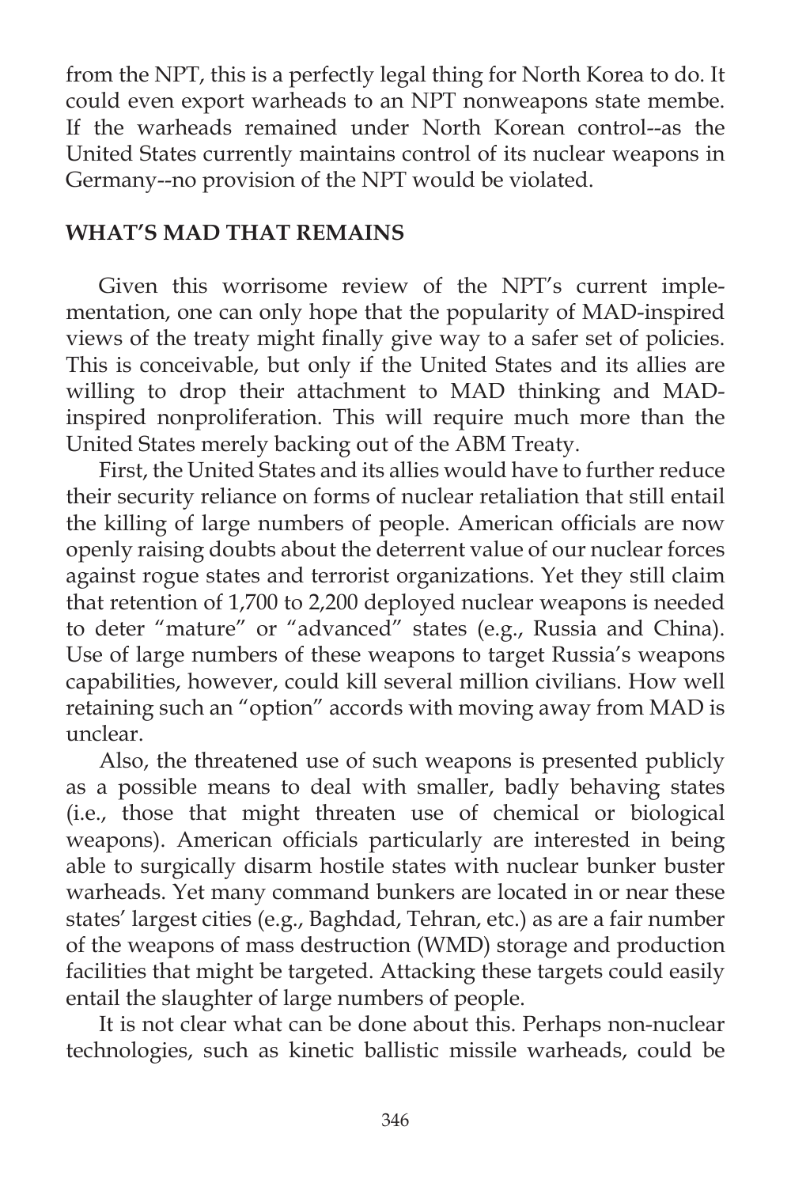from the NPT, this is a perfectly legal thing for North Korea to do. It could even export warheads to an NPT nonweapons state membe. If the warheads remained under North Korean control--as the United States currently maintains control of its nuclear weapons in Germany--no provision of the NPT would be violated.

## WHAT'S MAD THAT REMAINS

Given this worrisome review of the NPT's current implementation, one can only hope that the popularity of MAD-inspired views of the treaty might finally give way to a safer set of policies. This is conceivable, but only if the United States and its allies are willing to drop their attachment to MAD thinking and MAD-inspired nonproliferation. This will require much more than the United States merely backing out of the ABM Treaty.

First, the United States and its allies would have to further reduce their security reliance on forms of nuclear retaliation that still entail the killing of large numbers of people. American officials are now openly raising doubts about the deterrent value of our nuclear forces against rogue states and terrorist organizations. Yet they still claim that retention of 1,700 to 2,200 deployed nuclear weapons is needed to deter "mature" or "advanced" states (e.g., Russia and China). Use of large numbers of these weapons to target Russia's weapons capabilities, however, could kill several million civilians. How well retaining such an "option" accords with moving away from MAD is unclear.

Also, the threatened use of such weapons is presented publicly as a possible means to deal with smaller, badly behaving states (i.e., those that might threaten use of chemical or biological weapons). American officials particularly are interested in being able to surgically disarm hostile states with nuclear bunker buster warheads. Yet many command bunkers are located in or near these states' largest cities (e.g., Baghdad, Tehran, etc.) as are a fair number of the weapons of mass destruction (WMD) storage and production facilities that might be targeted. Attacking these targets could easily entail the slaughter of large numbers of people.

It is not clear what can be done about this. Perhaps non-nuclear technologies, such as kinetic ballistic missile warheads, could be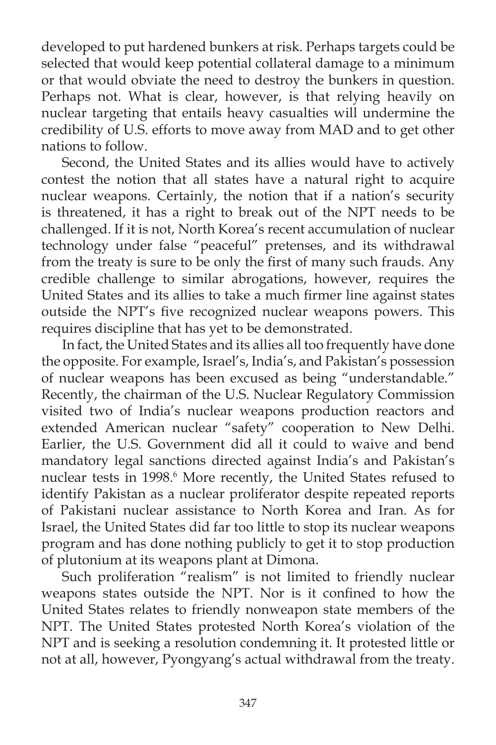developed to put hardened bunkers at risk. Perhaps targets could be selected that would keep potential collateral damage to a minimum or that would obviate the need to destroy the bunkers in question. Perhaps not. What is clear, however, is that relying heavily on nuclear targeting that entails heavy casualties will undermine the credibility of U.S. efforts to move away from MAD and to get other nations to follow.

Second, the United States and its allies would have to actively contest the notion that all states have a natural right to acquire nuclear weapons. Certainly, the notion that if a nation's security is threatened, it has a right to break out of the NPT needs to be challenged. If it is not, North Korea's recent accumulation of nuclear technology under false "peaceful" pretenses, and its withdrawal from the treaty is sure to be only the first of many such frauds. Any credible challenge to similar abrogations, however, requires the United States and its allies to take a much firmer line against states outside the NPT's five recognized nuclear weapons powers. This requires discipline that has yet to be demonstrated.

In fact, the United States and its allies all too frequently have done the opposite. For example, Israel's, India's, and Pakistan's possession of nuclear weapons has been excused as being "understandable." Recently, the chairman of the U.S. Nuclear Regulatory Commission visited two of India's nuclear weapons production reactors and extended American nuclear "safety" cooperation to New Delhi. Earlier, the U.S. Government did all it could to waive and bend mandatory legal sanctions directed against India's and Pakistan's nuclear tests in 1998.[6] More recently, the United States refused to identify Pakistan as a nuclear proliferator despite repeated reports of Pakistani nuclear assistance to North Korea and Iran. As for Israel, the United States did far too little to stop its nuclear weapons program and has done nothing publicly to get it to stop production of plutonium at its weapons plant at Dimona.

Such proliferation "realism" is not limited to friendly nuclear weapons states outside the NPT. Nor is it confined to how the United States relates to friendly nonweapon state members of the NPT. The United States protested North Korea's violation of the NPT and is seeking a resolution condemning it. It protested little or not at all, however, Pyongyang's actual withdrawal from the treaty.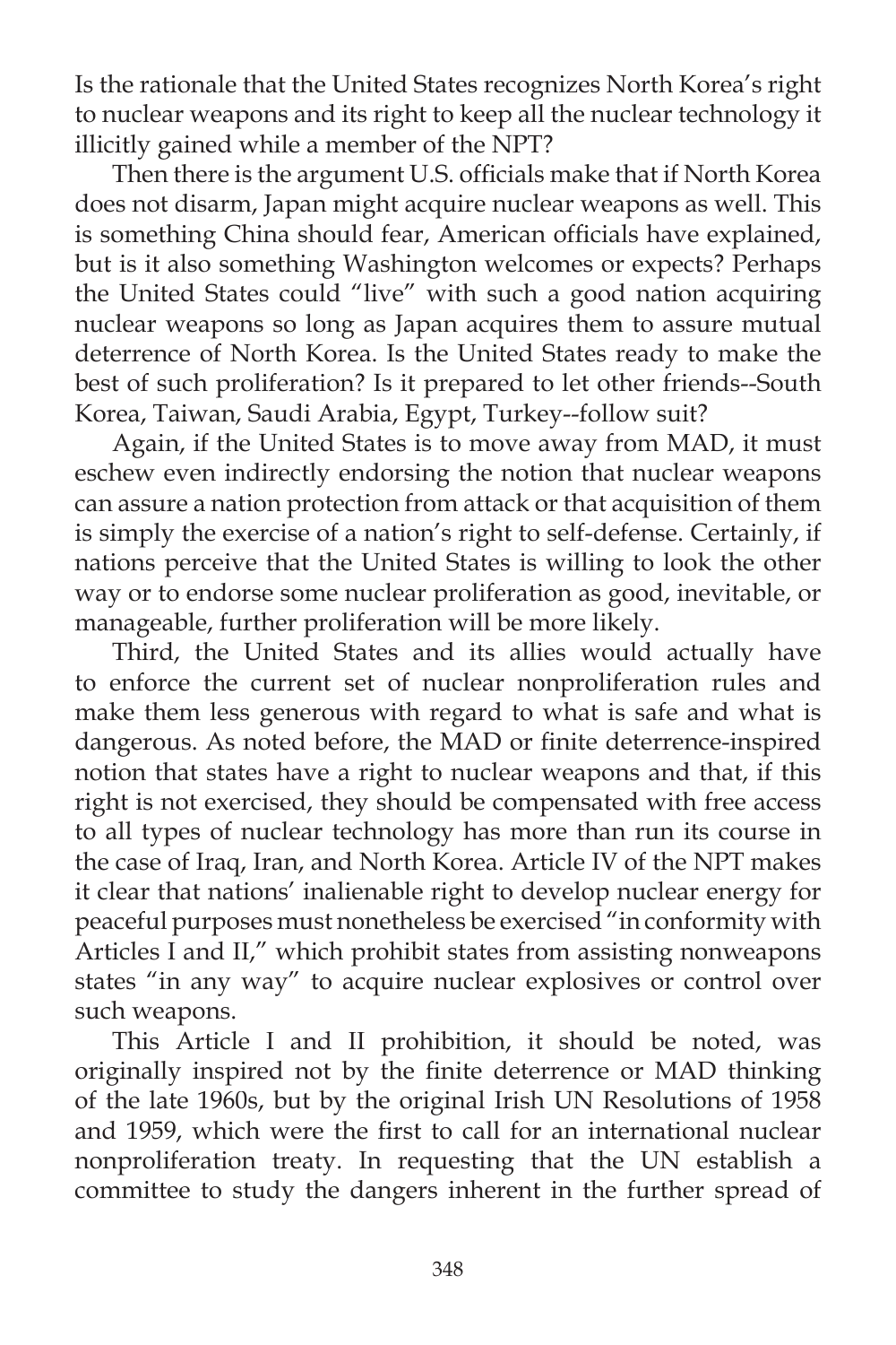Is the rationale that the United States recognizes North Korea's right to nuclear weapons and its right to keep all the nuclear technology it illicitly gained while a member of the NPT?

Then there is the argument U.S. officials make that if North Korea does not disarm, Japan might acquire nuclear weapons as well. This is something China should fear, American officials have explained, but is it also something Washington welcomes or expects? Perhaps the United States could "live" with such a good nation acquiring nuclear weapons so long as Japan acquires them to assure mutual deterrence of North Korea. Is the United States ready to make the best of such proliferation? Is it prepared to let other friends--South Korea, Taiwan, Saudi Arabia, Egypt, Turkey--follow suit?

Again, if the United States is to move away from MAD, it must eschew even indirectly endorsing the notion that nuclear weapons can assure a nation protection from attack or that acquisition of them is simply the exercise of a nation's right to self-defense. Certainly, if nations perceive that the United States is willing to look the other way or to endorse some nuclear proliferation as good, inevitable, or manageable, further proliferation will be more likely.

Third, the United States and its allies would actually have to enforce the current set of nuclear nonproliferation rules and make them less generous with regard to what is safe and what is dangerous. As noted before, the MAD or finite deterrence-inspired notion that states have a right to nuclear weapons and that, if this right is not exercised, they should be compensated with free access to all types of nuclear technology has more than run its course in the case of Iraq, Iran, and North Korea. Article IV of the NPT makes it clear that nations' inalienable right to develop nuclear energy for peaceful purposes must nonetheless be exercised "in conformity with Articles I and II," which prohibit states from assisting nonweapons states "in any way" to acquire nuclear explosives or control over such weapons.

This Article I and II prohibition, it should be noted, was originally inspired not by the finite deterrence or MAD thinking of the late 1960s, but by the original Irish UN Resolutions of 1958 and 1959, which were the first to call for an international nuclear nonproliferation treaty. In requesting that the UN establish a committee to study the dangers inherent in the further spread of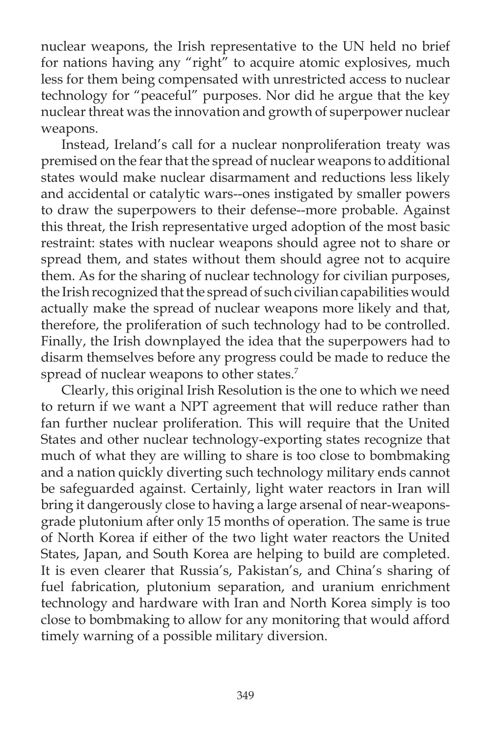nuclear weapons, the Irish representative to the UN held no brief for nations having any "right" to acquire atomic explosives, much less for them being compensated with unrestricted access to nuclear technology for "peaceful" purposes. Nor did he argue that the key nuclear threat was the innovation and growth of superpower nuclear weapons.

Instead, Ireland's call for a nuclear nonproliferation treaty was premised on the fear that the spread of nuclear weapons to additional states would make nuclear disarmament and reductions less likely and accidental or catalytic wars--ones instigated by smaller powers to draw the superpowers to their defense--more probable. Against this threat, the Irish representative urged adoption of the most basic restraint: states with nuclear weapons should agree not to share or spread them, and states without them should agree not to acquire them. As for the sharing of nuclear technology for civilian purposes, the Irish recognized that the spread of such civilian capabilities would actually make the spread of nuclear weapons more likely and that, therefore, the proliferation of such technology had to be controlled. Finally, the Irish downplayed the idea that the superpowers had to disarm themselves before any progress could be made to reduce the spread of nuclear weapons to other states.[7]

Clearly, this original Irish Resolution is the one to which we need to return if we want a NPT agreement that will reduce rather than fan further nuclear proliferation. This will require that the United States and other nuclear technology-exporting states recognize that much of what they are willing to share is too close to bombmaking and a nation quickly diverting such technology military ends cannot be safeguarded against. Certainly, light water reactors in Iran will bring it dangerously close to having a large arsenal of near-weapons-grade plutonium after only 15 months of operation. The same is true of North Korea if either of the two light water reactors the United States, Japan, and South Korea are helping to build are completed. It is even clearer that Russia's, Pakistan's, and China's sharing of fuel fabrication, plutonium separation, and uranium enrichment technology and hardware with Iran and North Korea simply is too close to bombmaking to allow for any monitoring that would afford timely warning of a possible military diversion.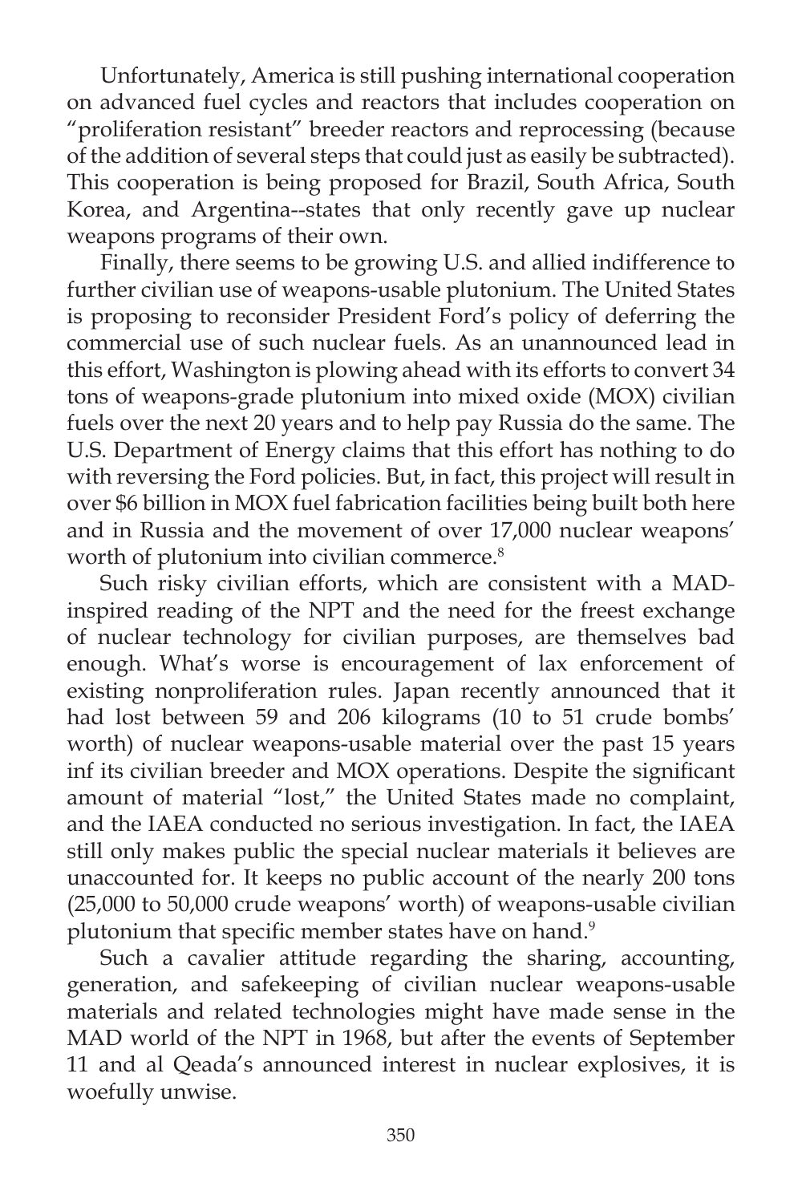Unfortunately, America is still pushing international cooperation on advanced fuel cycles and reactors that includes cooperation on "proliferation resistant" breeder reactors and reprocessing (because of the addition of several steps that could just as easily be subtracted). This cooperation is being proposed for Brazil, South Africa, South Korea, and Argentina--states that only recently gave up nuclear weapons programs of their own.

Finally, there seems to be growing U.S. and allied indifference to further civilian use of weapons-usable plutonium. The United States is proposing to reconsider President Ford's policy of deferring the commercial use of such nuclear fuels. As an unannounced lead in this effort, Washington is plowing ahead with its efforts to convert 34 tons of weapons-grade plutonium into mixed oxide (MOX) civilian fuels over the next 20 years and to help pay Russia do the same. The U.S. Department of Energy claims that this effort has nothing to do with reversing the Ford policies. But, in fact, this project will result in over $6 billion in MOX fuel fabrication facilities being built both here and in Russia and the movement of over 17,000 nuclear weapons' worth of plutonium into civilian commerce.[8]

Such risky civilian efforts, which are consistent with a MAD-inspired reading of the NPT and the need for the freest exchange of nuclear technology for civilian purposes, are themselves bad enough. What's worse is encouragement of lax enforcement of existing nonproliferation rules. Japan recently announced that it had lost between 59 and 206 kilograms (10 to 51 crude bombs' worth) of nuclear weapons-usable material over the past 15 years inf its civilian breeder and MOX operations. Despite the significant amount of material "lost," the United States made no complaint, and the IAEA conducted no serious investigation. In fact, the IAEA still only makes public the special nuclear materials it believes are unaccounted for. It keeps no public account of the nearly 200 tons (25,000 to 50,000 crude weapons' worth) of weapons-usable civilian plutonium that specific member states have on hand.[9]

Such a cavalier attitude regarding the sharing, accounting, generation, and safekeeping of civilian nuclear weapons-usable materials and related technologies might have made sense in the MAD world of the NPT in 1968, but after the events of September 11 and al Qeada's announced interest in nuclear explosives, it is woefully unwise.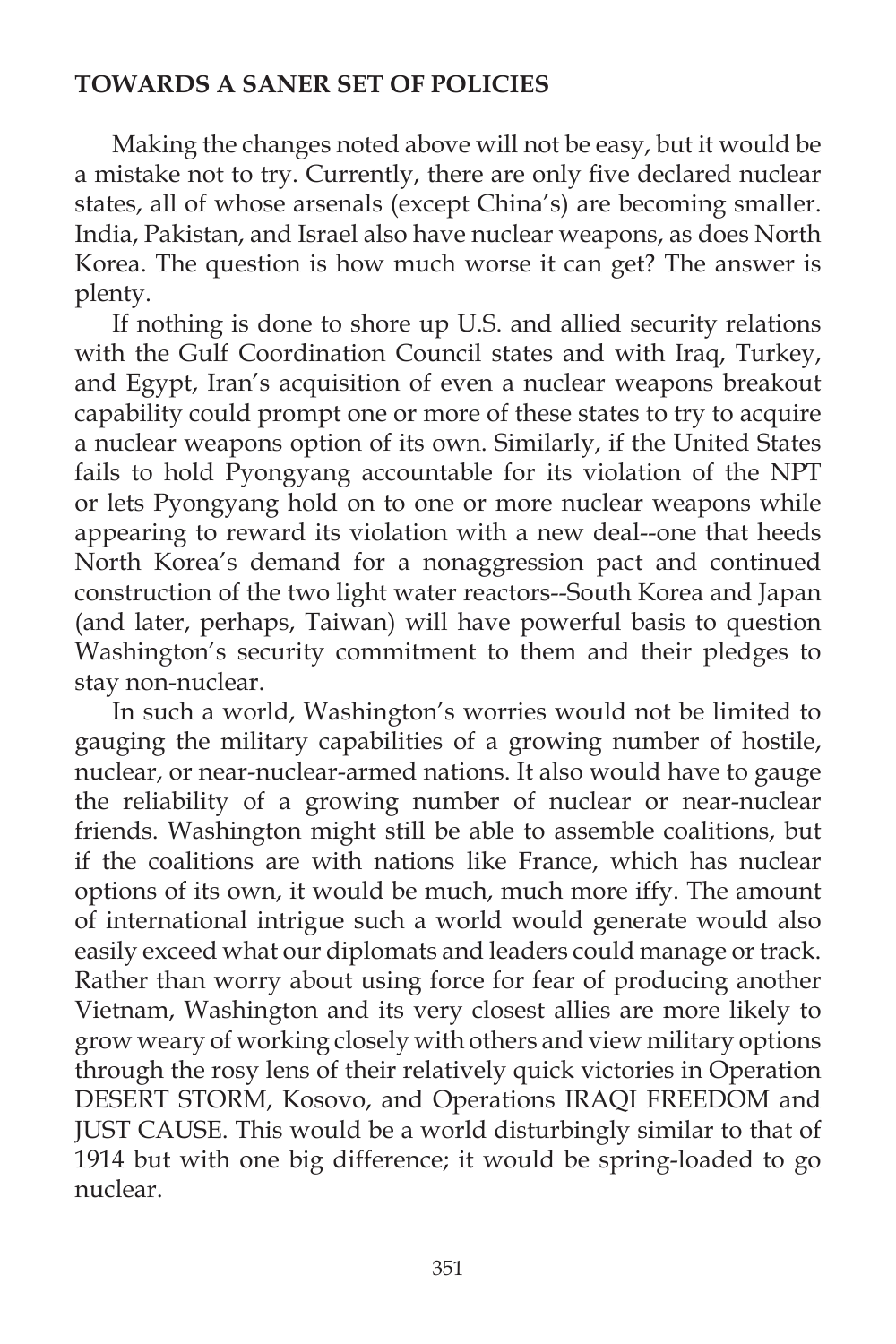## TOWARDS A SANER SET OF POLICIES

Making the changes noted above will not be easy, but it would be a mistake not to try. Currently, there are only five declared nuclear states, all of whose arsenals (except China's) are becoming smaller. India, Pakistan, and Israel also have nuclear weapons, as does North Korea. The question is how much worse it can get? The answer is plenty.

If nothing is done to shore up U.S. and allied security relations with the Gulf Coordination Council states and with Iraq, Turkey, and Egypt, Iran's acquisition of even a nuclear weapons breakout capability could prompt one or more of these states to try to acquire a nuclear weapons option of its own. Similarly, if the United States fails to hold Pyongyang accountable for its violation of the NPT or lets Pyongyang hold on to one or more nuclear weapons while appearing to reward its violation with a new deal--one that heeds North Korea's demand for a nonaggression pact and continued construction of the two light water reactors--South Korea and Japan (and later, perhaps, Taiwan) will have powerful basis to question Washington's security commitment to them and their pledges to stay non-nuclear.

In such a world, Washington's worries would not be limited to gauging the military capabilities of a growing number of hostile, nuclear, or near-nuclear-armed nations. It also would have to gauge the reliability of a growing number of nuclear or near-nuclear friends. Washington might still be able to assemble coalitions, but if the coalitions are with nations like France, which has nuclear options of its own, it would be much, much more iffy. The amount of international intrigue such a world would generate would also easily exceed what our diplomats and leaders could manage or track. Rather than worry about using force for fear of producing another Vietnam, Washington and its very closest allies are more likely to grow weary of working closely with others and view military options through the rosy lens of their relatively quick victories in Operation DESERT STORM, Kosovo, and Operations IRAQI FREEDOM and JUST CAUSE. This would be a world disturbingly similar to that of 1914 but with one big difference; it would be spring-loaded to go nuclear.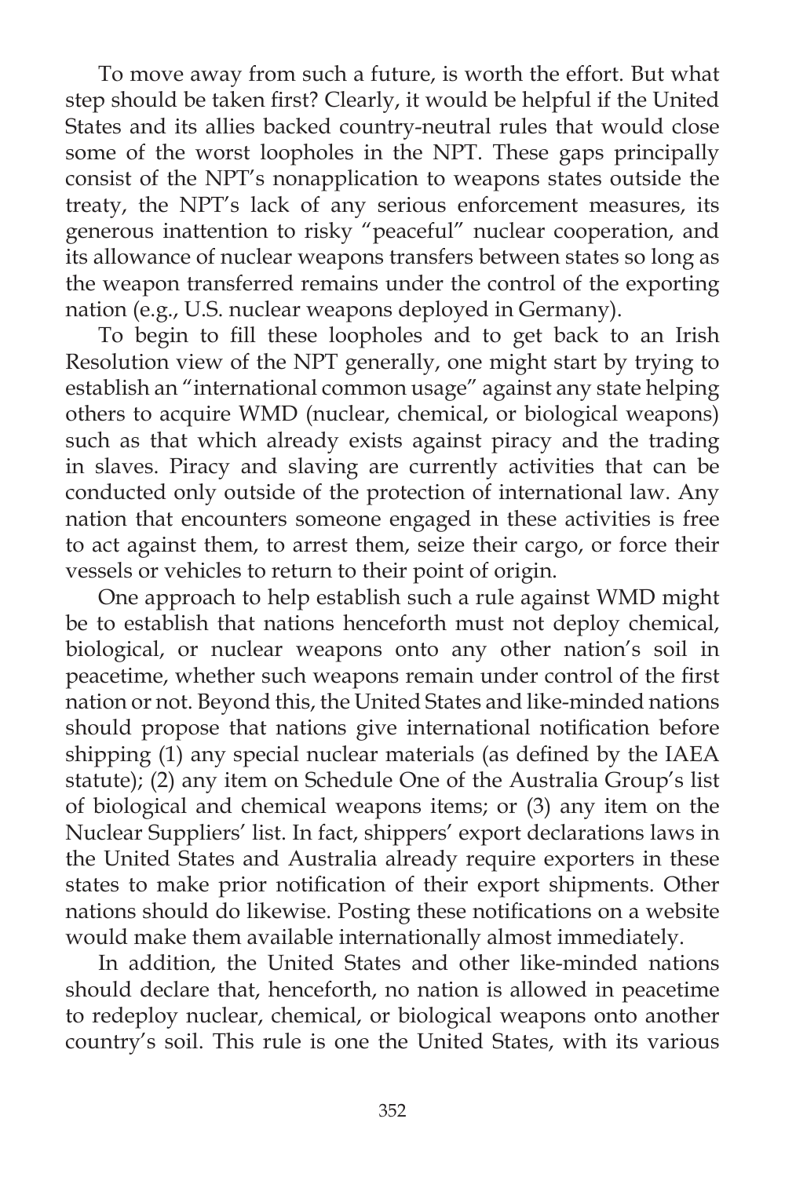To move away from such a future, is worth the effort. But what step should be taken first? Clearly, it would be helpful if the United States and its allies backed country-neutral rules that would close some of the worst loopholes in the NPT. These gaps principally consist of the NPT's nonapplication to weapons states outside the treaty, the NPT's lack of any serious enforcement measures, its generous inattention to risky "peaceful" nuclear cooperation, and its allowance of nuclear weapons transfers between states so long as the weapon transferred remains under the control of the exporting nation (e.g., U.S. nuclear weapons deployed in Germany).

To begin to fill these loopholes and to get back to an Irish Resolution view of the NPT generally, one might start by trying to establish an "international common usage" against any state helping others to acquire WMD (nuclear, chemical, or biological weapons) such as that which already exists against piracy and the trading in slaves. Piracy and slaving are currently activities that can be conducted only outside of the protection of international law. Any nation that encounters someone engaged in these activities is free to act against them, to arrest them, seize their cargo, or force their vessels or vehicles to return to their point of origin.

One approach to help establish such a rule against WMD might be to establish that nations henceforth must not deploy chemical, biological, or nuclear weapons onto any other nation's soil in peacetime, whether such weapons remain under control of the first nation or not. Beyond this, the United States and like-minded nations should propose that nations give international notification before shipping (1) any special nuclear materials (as defined by the IAEA statute); (2) any item on Schedule One of the Australia Group's list of biological and chemical weapons items; or (3) any item on the Nuclear Suppliers' list. In fact, shippers' export declarations laws in the United States and Australia already require exporters in these states to make prior notification of their export shipments. Other nations should do likewise. Posting these notifications on a website would make them available internationally almost immediately.

In addition, the United States and other like-minded nations should declare that, henceforth, no nation is allowed in peacetime to redeploy nuclear, chemical, or biological weapons onto another country's soil. This rule is one the United States, with its various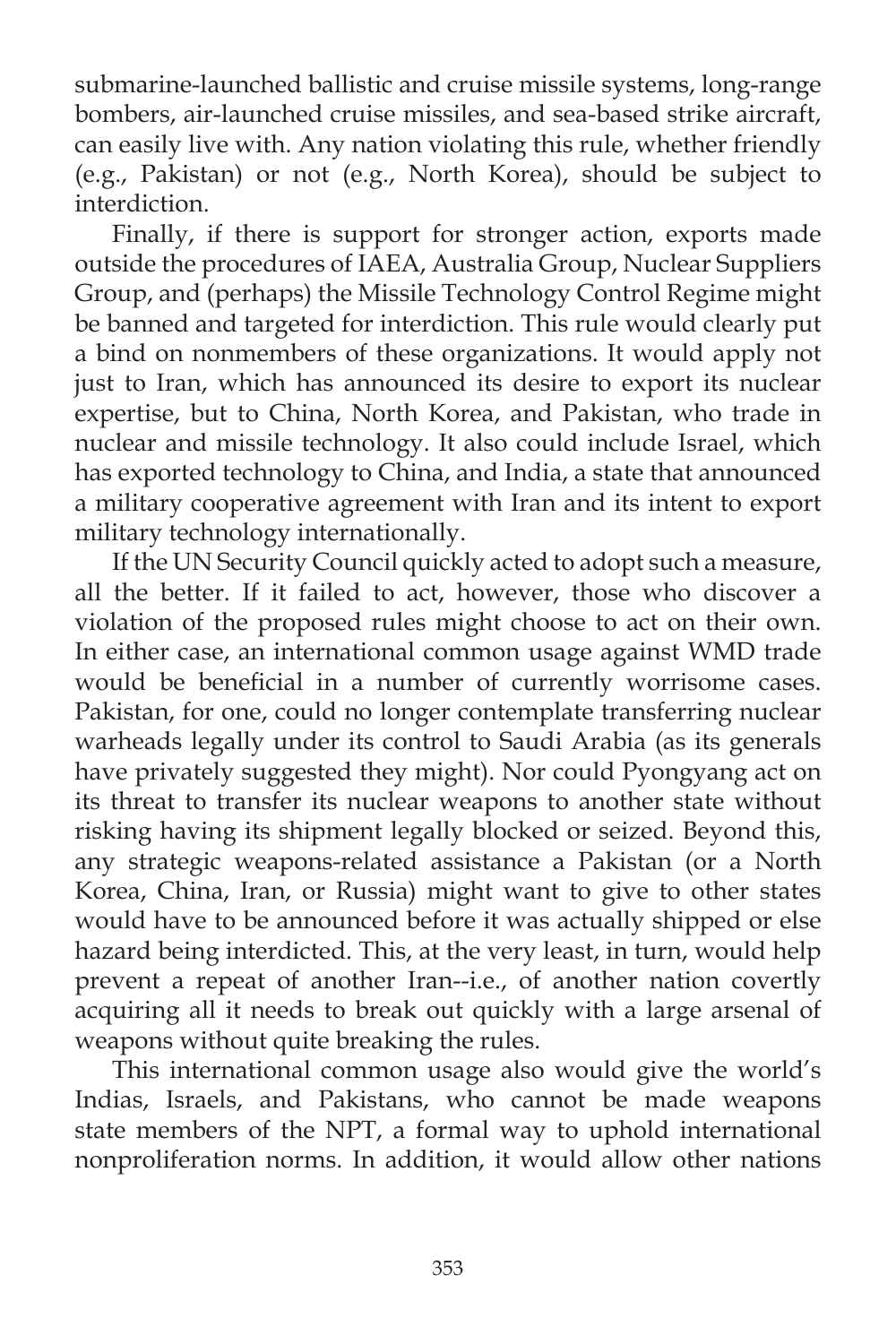submarine-launched ballistic and cruise missile systems, long-range bombers, air-launched cruise missiles, and sea-based strike aircraft, can easily live with. Any nation violating this rule, whether friendly (e.g., Pakistan) or not (e.g., North Korea), should be subject to interdiction.

Finally, if there is support for stronger action, exports made outside the procedures of IAEA, Australia Group, Nuclear Suppliers Group, and (perhaps) the Missile Technology Control Regime might be banned and targeted for interdiction. This rule would clearly put a bind on nonmembers of these organizations. It would apply not just to Iran, which has announced its desire to export its nuclear expertise, but to China, North Korea, and Pakistan, who trade in nuclear and missile technology. It also could include Israel, which has exported technology to China, and India, a state that announced a military cooperative agreement with Iran and its intent to export military technology internationally.

If the UN Security Council quickly acted to adopt such a measure, all the better. If it failed to act, however, those who discover a violation of the proposed rules might choose to act on their own. In either case, an international common usage against WMD trade would be beneficial in a number of currently worrisome cases. Pakistan, for one, could no longer contemplate transferring nuclear warheads legally under its control to Saudi Arabia (as its generals have privately suggested they might). Nor could Pyongyang act on its threat to transfer its nuclear weapons to another state without risking having its shipment legally blocked or seized. Beyond this, any strategic weapons-related assistance a Pakistan (or a North Korea, China, Iran, or Russia) might want to give to other states would have to be announced before it was actually shipped or else hazard being interdicted. This, at the very least, in turn, would help prevent a repeat of another Iran--i.e., of another nation covertly acquiring all it needs to break out quickly with a large arsenal of weapons without quite breaking the rules.

This international common usage also would give the world's Indias, Israels, and Pakistans, who cannot be made weapons state members of the NPT, a formal way to uphold international nonproliferation norms. In addition, it would allow other nations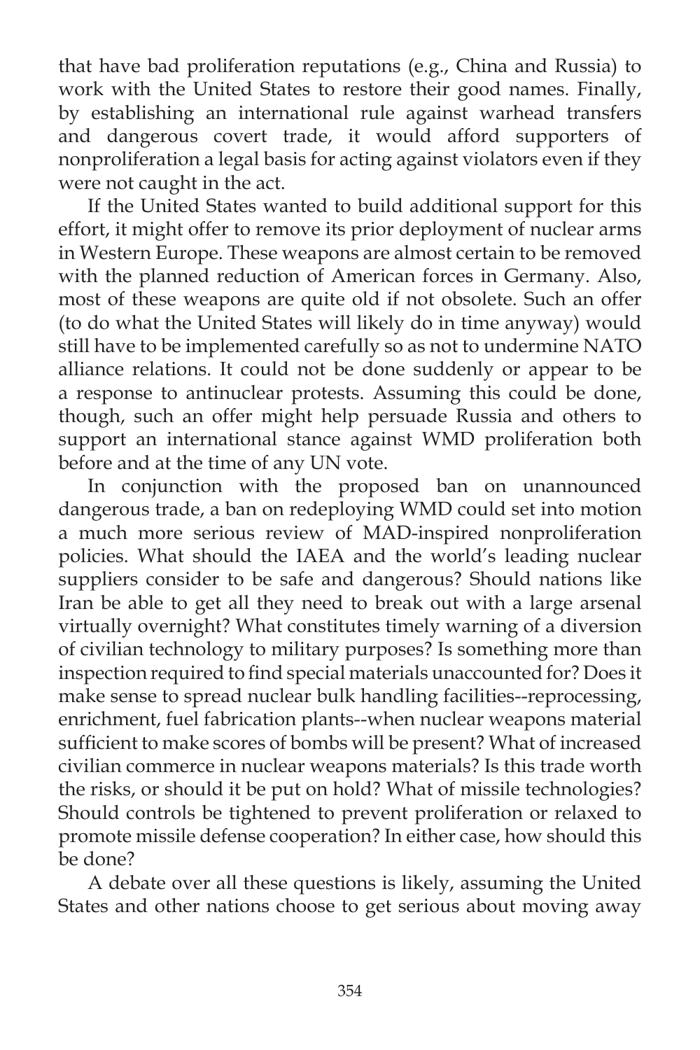that have bad proliferation reputations (e.g., China and Russia) to work with the United States to restore their good names. Finally, by establishing an international rule against warhead transfers and dangerous covert trade, it would afford supporters of nonproliferation a legal basis for acting against violators even if they were not caught in the act.

If the United States wanted to build additional support for this effort, it might offer to remove its prior deployment of nuclear arms in Western Europe. These weapons are almost certain to be removed with the planned reduction of American forces in Germany. Also, most of these weapons are quite old if not obsolete. Such an offer (to do what the United States will likely do in time anyway) would still have to be implemented carefully so as not to undermine NATO alliance relations. It could not be done suddenly or appear to be a response to antinuclear protests. Assuming this could be done, though, such an offer might help persuade Russia and others to support an international stance against WMD proliferation both before and at the time of any UN vote.

In conjunction with the proposed ban on unannounced dangerous trade, a ban on redeploying WMD could set into motion a much more serious review of MAD-inspired nonproliferation policies. What should the IAEA and the world's leading nuclear suppliers consider to be safe and dangerous? Should nations like Iran be able to get all they need to break out with a large arsenal virtually overnight? What constitutes timely warning of a diversion of civilian technology to military purposes? Is something more than inspection required to find special materials unaccounted for? Does it make sense to spread nuclear bulk handling facilities--reprocessing, enrichment, fuel fabrication plants--when nuclear weapons material sufficient to make scores of bombs will be present? What of increased civilian commerce in nuclear weapons materials? Is this trade worth the risks, or should it be put on hold? What of missile technologies? Should controls be tightened to prevent proliferation or relaxed to promote missile defense cooperation? In either case, how should this be done?

A debate over all these questions is likely, assuming the United States and other nations choose to get serious about moving away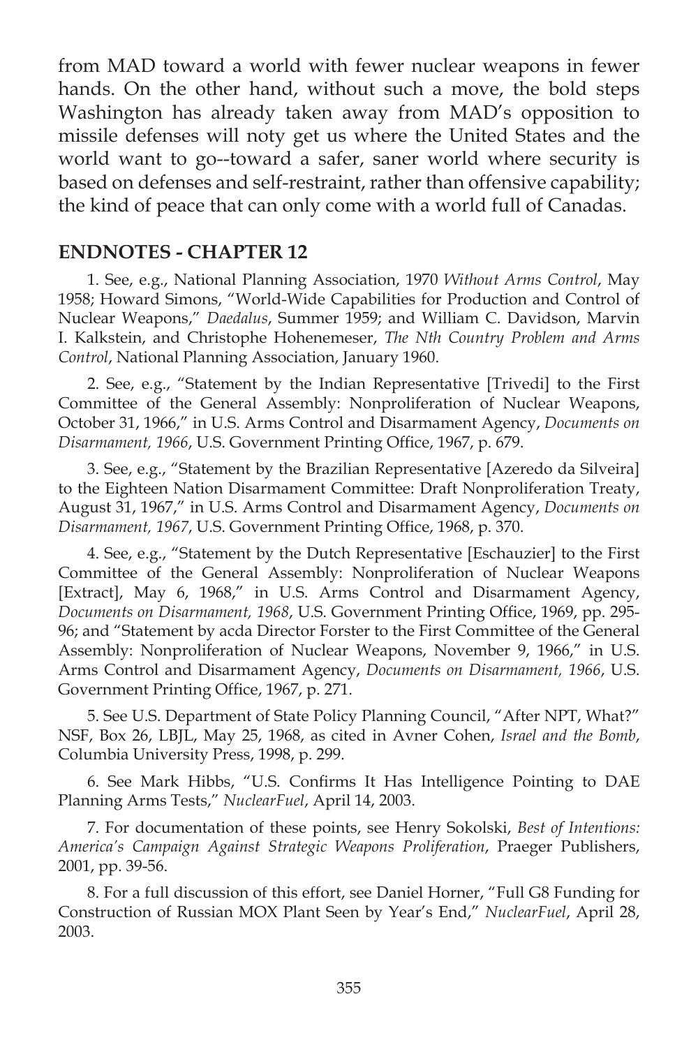from MAD toward a world with fewer nuclear weapons in fewer hands. On the other hand, without such a move, the bold steps Washington has already taken away from MAD's opposition to missile defenses will noty get us where the United States and the world want to go--toward a safer, saner world where security is based on defenses and self-restraint, rather than offensive capability; the kind of peace that can only come with a world full of Canadas.

## ENDNOTES - CHAPTER 12

1. See, e.g., National Planning Association, 1970 *Without Arms Control*, May 1958; Howard Simons, "World-Wide Capabilities for Production and Control of Nuclear Weapons," *Daedalus*, Summer 1959; and William C. Davidson, Marvin I. Kalkstein, and Christophe Hohenemeser, *The Nth Country Problem and Arms Control*, National Planning Association, January 1960.

2. See, e.g., "Statement by the Indian Representative [Trivedi] to the First Committee of the General Assembly: Nonproliferation of Nuclear Weapons, October 31, 1966," in U.S. Arms Control and Disarmament Agency, *Documents on Disarmament, 1966*, U.S. Government Printing Office, 1967, p. 679.

3. See, e.g., "Statement by the Brazilian Representative [Azeredo da Silveira] to the Eighteen Nation Disarmament Committee: Draft Nonproliferation Treaty, August 31, 1967," in U.S. Arms Control and Disarmament Agency, *Documents on Disarmament, 1967*, U.S. Government Printing Office, 1968, p. 370.

4. See, e.g., "Statement by the Dutch Representative [Eschauzier] to the First Committee of the General Assembly: Nonproliferation of Nuclear Weapons [Extract], May 6, 1968," in U.S. Arms Control and Disarmament Agency, *Documents on Disarmament, 1968*, U.S. Government Printing Office, 1969, pp. 295-96; and "Statement by acda Director Forster to the First Committee of the General Assembly: Nonproliferation of Nuclear Weapons, November 9, 1966," in U.S. Arms Control and Disarmament Agency, *Documents on Disarmament, 1966*, U.S. Government Printing Office, 1967, p. 271.

5. See U.S. Department of State Policy Planning Council, "After NPT, What?" NSF, Box 26, LBJL, May 25, 1968, as cited in Avner Cohen, *Israel and the Bomb*, Columbia University Press, 1998, p. 299.

6. See Mark Hibbs, "U.S. Confirms It Has Intelligence Pointing to DAE Planning Arms Tests," *NuclearFuel*, April 14, 2003.

7. For documentation of these points, see Henry Sokolski, *Best of Intentions: America's Campaign Against Strategic Weapons Proliferation*, Praeger Publishers, 2001, pp. 39-56.

8. For a full discussion of this effort, see Daniel Horner, "Full G8 Funding for Construction of Russian MOX Plant Seen by Year's End," *NuclearFuel*, April 28, 2003.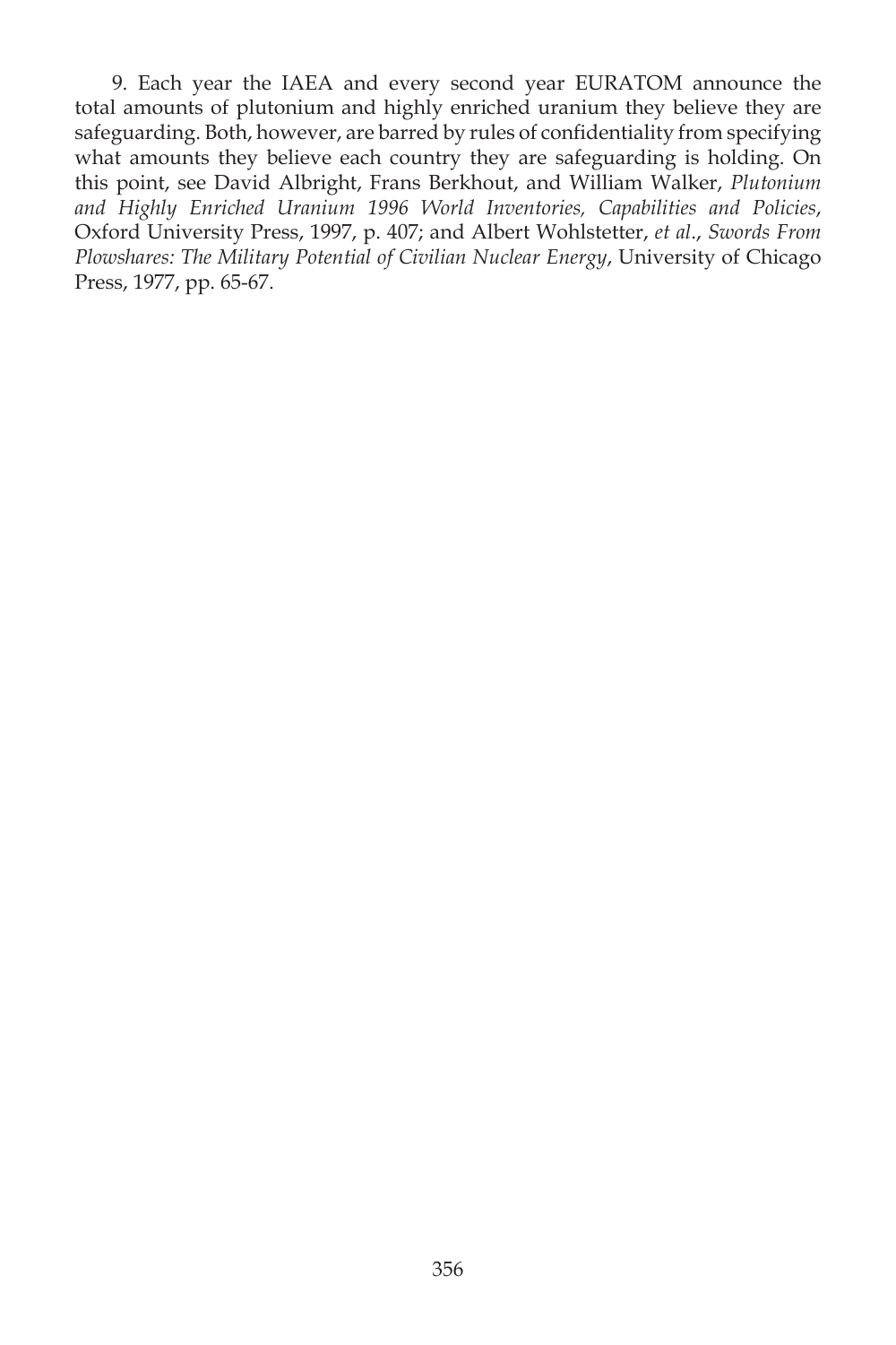9. Each year the IAEA and every second year EURATOM announce the total amounts of plutonium and highly enriched uranium they believe they are safeguarding. Both, however, are barred by rules of confidentiality from specifying what amounts they believe each country they are safeguarding is holding. On this point, see David Albright, Frans Berkhout, and William Walker, *Plutonium and Highly Enriched Uranium 1996 World Inventories, Capabilities and Policies*, Oxford University Press, 1997, p. 407; and Albert Wohlstetter, *et al*., *Swords From Plowshares: The Military Potential of Civilian Nuclear Energy*, University of Chicago Press, 1977, pp. 65-67.